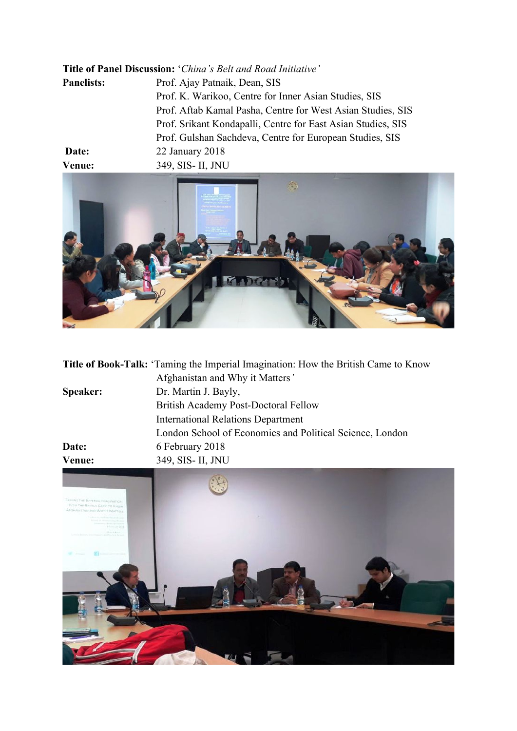**Title of Panel Discussion:** '*China's Belt and Road Initiative'*

**Panelists:** Prof. Ajay Patnaik, Dean, SIS
Prof. K. Warikoo, Centre for Inner Asian Studies, SIS
Prof. Aftab Kamal Pasha, Centre for West Asian Studies, SIS
Prof. Srikant Kondapalli, Centre for East Asian Studies, SIS
Prof. Gulshan Sachdeva, Centre for European Studies, SIS

**Date:** 22 January 2018

**Venue:** 349, SIS- II, JNU

**Title of Book-Talk:** 'Taming the Imperial Imagination: How the British Came to Know Afghanistan and Why it Matters*'*

**Speaker:** Dr. Martin J. Bayly,
British Academy Post-Doctoral Fellow
International Relations Department
London School of Economics and Political Science, London

**Date:** 6 February 2018

**Venue:** 349, SIS- II, JNU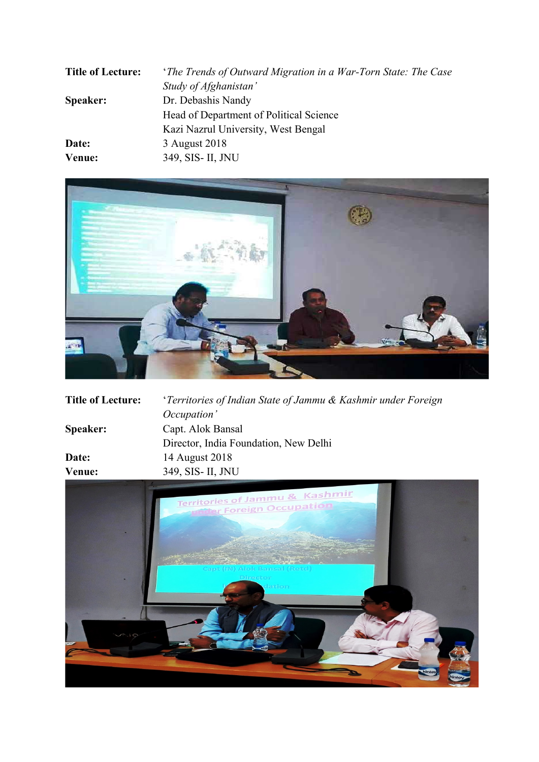**Title of Lecture:** '*The Trends of Outward Migration in a War-Torn State: The Case Study of Afghanistan*'

**Speaker:** Dr. Debashis Nandy
Head of Department of Political Science
Kazi Nazrul University, West Bengal

**Date:** 3 August 2018

**Venue:** 349, SIS- II, JNU

**Title of Lecture:** '*Territories of Indian State of Jammu & Kashmir under Foreign Occupation*'

**Speaker:** Capt. Alok Bansal
Director, India Foundation, New Delhi

**Date:** 14 August 2018

**Venue:** 349, SIS- II, JNU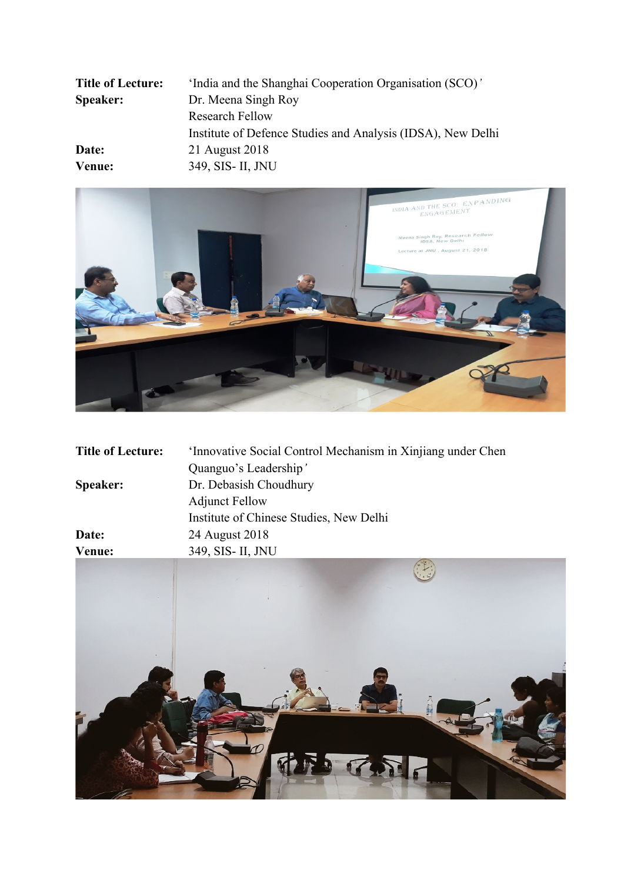**Title of Lecture:** 'India and the Shanghai Cooperation Organisation (SCO)'
**Speaker:** Dr. Meena Singh Roy
Research Fellow
Institute of Defence Studies and Analysis (IDSA), New Delhi
**Date:** 21 August 2018
**Venue:** 349, SIS- II, JNU

**Title of Lecture:** 'Innovative Social Control Mechanism in Xinjiang under Chen Quanguo's Leadership'
**Speaker:** Dr. Debasish Choudhury
Adjunct Fellow
Institute of Chinese Studies, New Delhi
**Date:** 24 August 2018
**Venue:** 349, SIS- II, JNU